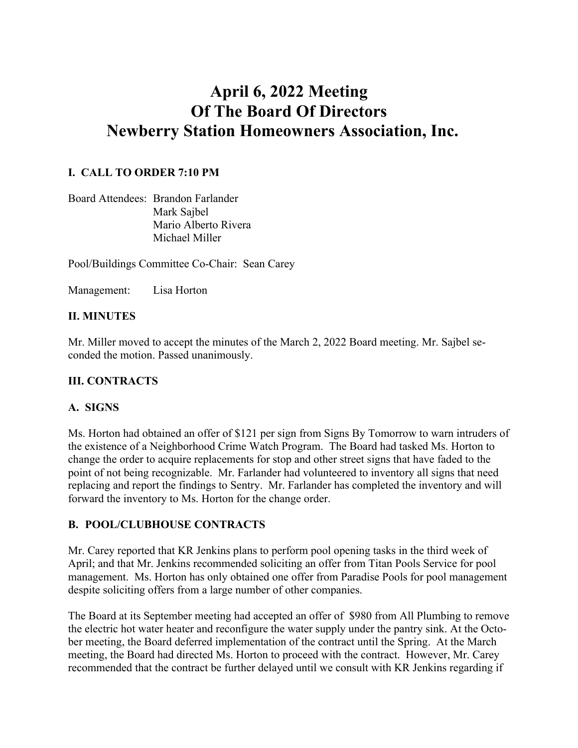# April 6, 2022 Meeting
# Of The Board Of Directors
# Newberry Station Homeowners Association, Inc.

### I. CALL TO ORDER 7:10 PM

Board Attendees: Brandon Farlander
Mark Sajbel
Mario Alberto Rivera
Michael Miller

Pool/Buildings Committee Co-Chair: Sean Carey

Management: Lisa Horton

### II. MINUTES

Mr. Miller moved to accept the minutes of the March 2, 2022 Board meeting. Mr. Sajbel seconded the motion. Passed unanimously.

### III. CONTRACTS

### A. SIGNS

Ms. Horton had obtained an offer of $121 per sign from Signs By Tomorrow to warn intruders of the existence of a Neighborhood Crime Watch Program. The Board had tasked Ms. Horton to change the order to acquire replacements for stop and other street signs that have faded to the point of not being recognizable. Mr. Farlander had volunteered to inventory all signs that need replacing and report the findings to Sentry. Mr. Farlander has completed the inventory and will forward the inventory to Ms. Horton for the change order.

### B. POOL/CLUBHOUSE CONTRACTS

Mr. Carey reported that KR Jenkins plans to perform pool opening tasks in the third week of April; and that Mr. Jenkins recommended soliciting an offer from Titan Pools Service for pool management. Ms. Horton has only obtained one offer from Paradise Pools for pool management despite soliciting offers from a large number of other companies.

The Board at its September meeting had accepted an offer of $980 from All Plumbing to remove the electric hot water heater and reconfigure the water supply under the pantry sink. At the October meeting, the Board deferred implementation of the contract until the Spring. At the March meeting, the Board had directed Ms. Horton to proceed with the contract. However, Mr. Carey recommended that the contract be further delayed until we consult with KR Jenkins regarding if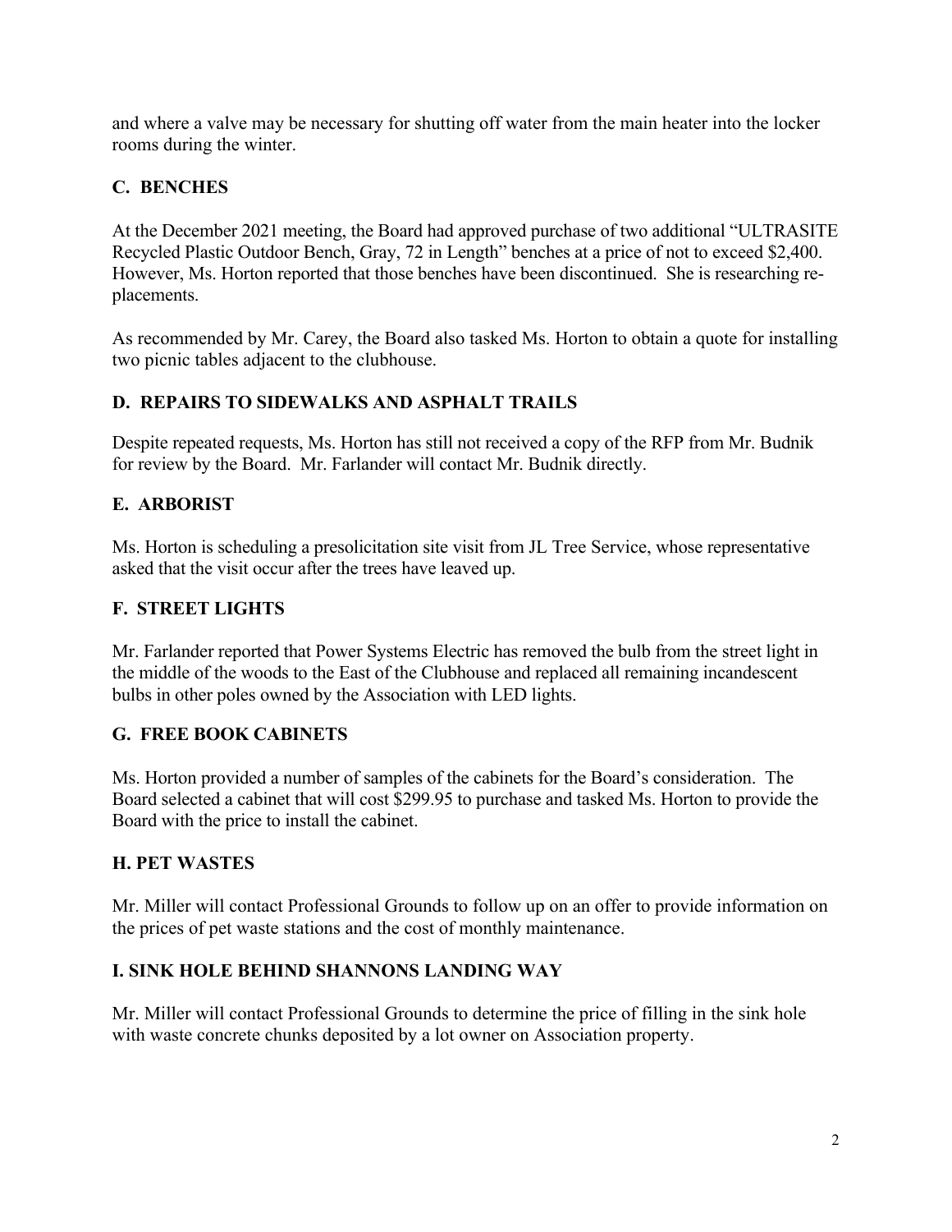and where a valve may be necessary for shutting off water from the main heater into the locker rooms during the winter.

### C. BENCHES

At the December 2021 meeting, the Board had approved purchase of two additional "ULTRASITE Recycled Plastic Outdoor Bench, Gray, 72 in Length" benches at a price of not to exceed $2,400. However, Ms. Horton reported that those benches have been discontinued. She is researching replacements.

As recommended by Mr. Carey, the Board also tasked Ms. Horton to obtain a quote for installing two picnic tables adjacent to the clubhouse.

### D. REPAIRS TO SIDEWALKS AND ASPHALT TRAILS

Despite repeated requests, Ms. Horton has still not received a copy of the RFP from Mr. Budnik for review by the Board. Mr. Farlander will contact Mr. Budnik directly.

### E. ARBORIST

Ms. Horton is scheduling a presolicitation site visit from JL Tree Service, whose representative asked that the visit occur after the trees have leaved up.

### F. STREET LIGHTS

Mr. Farlander reported that Power Systems Electric has removed the bulb from the street light in the middle of the woods to the East of the Clubhouse and replaced all remaining incandescent bulbs in other poles owned by the Association with LED lights.

### G. FREE BOOK CABINETS

Ms. Horton provided a number of samples of the cabinets for the Board's consideration. The Board selected a cabinet that will cost $299.95 to purchase and tasked Ms. Horton to provide the Board with the price to install the cabinet.

### H. PET WASTES

Mr. Miller will contact Professional Grounds to follow up on an offer to provide information on the prices of pet waste stations and the cost of monthly maintenance.

### I. SINK HOLE BEHIND SHANNONS LANDING WAY

Mr. Miller will contact Professional Grounds to determine the price of filling in the sink hole with waste concrete chunks deposited by a lot owner on Association property.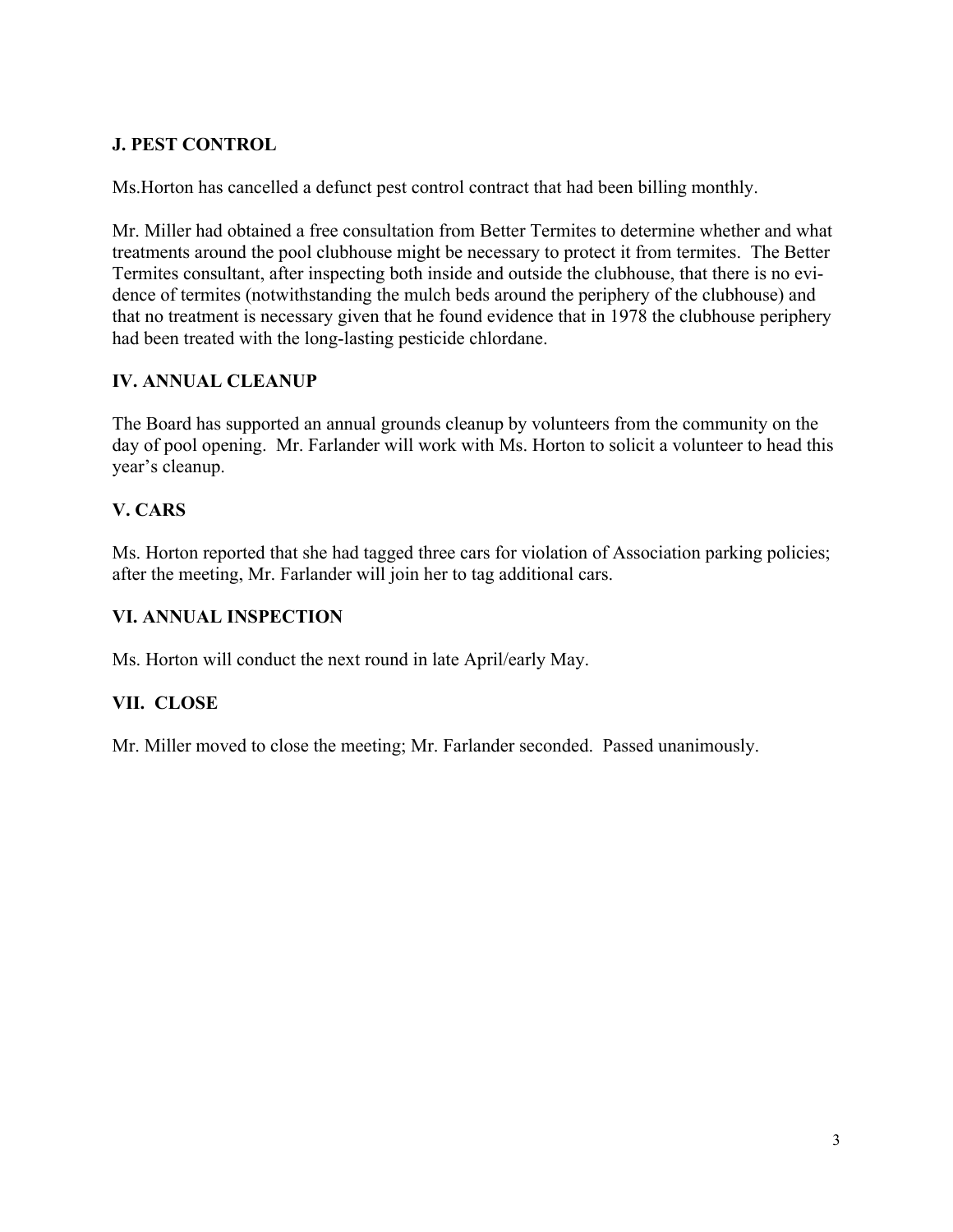## J. PEST CONTROL

Ms.Horton has cancelled a defunct pest control contract that had been billing monthly.

Mr. Miller had obtained a free consultation from Better Termites to determine whether and what treatments around the pool clubhouse might be necessary to protect it from termites. The Better Termites consultant, after inspecting both inside and outside the clubhouse, that there is no evidence of termites (notwithstanding the mulch beds around the periphery of the clubhouse) and that no treatment is necessary given that he found evidence that in 1978 the clubhouse periphery had been treated with the long-lasting pesticide chlordane.

## IV. ANNUAL CLEANUP

The Board has supported an annual grounds cleanup by volunteers from the community on the day of pool opening. Mr. Farlander will work with Ms. Horton to solicit a volunteer to head this year's cleanup.

## V. CARS

Ms. Horton reported that she had tagged three cars for violation of Association parking policies; after the meeting, Mr. Farlander will join her to tag additional cars.

## VI. ANNUAL INSPECTION

Ms. Horton will conduct the next round in late April/early May.

## VII. CLOSE

Mr. Miller moved to close the meeting; Mr. Farlander seconded. Passed unanimously.